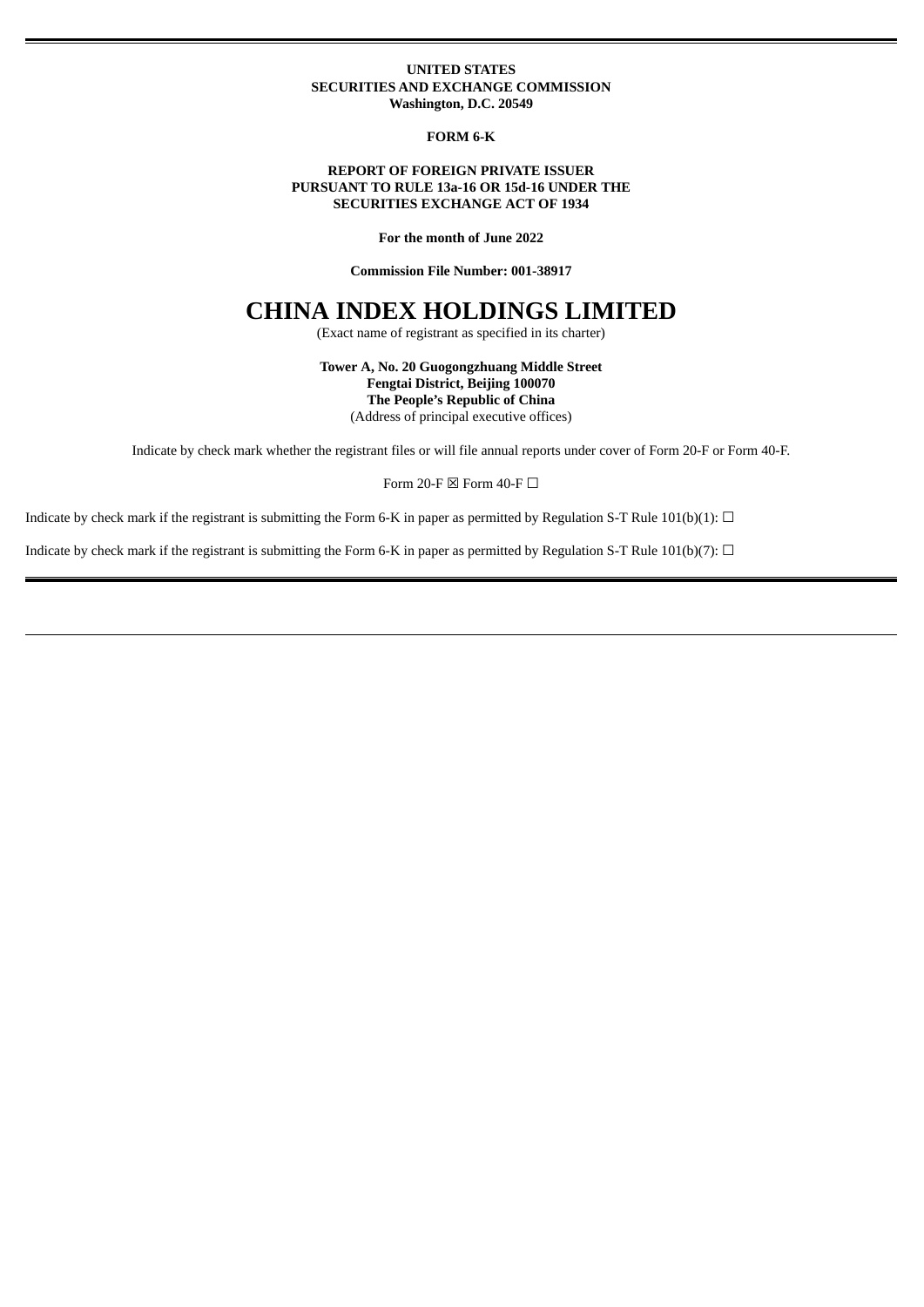**UNITED STATES**
**SECURITIES AND EXCHANGE COMMISSION**
**Washington, D.C. 20549**

**FORM 6-K**

**REPORT OF FOREIGN PRIVATE ISSUER**
**PURSUANT TO RULE 13a-16 OR 15d-16 UNDER THE**
**SECURITIES EXCHANGE ACT OF 1934**

**For the month of June 2022**

**Commission File Number: 001-38917**

# CHINA INDEX HOLDINGS LIMITED

(Exact name of registrant as specified in its charter)

**Tower A, No. 20 Guogongzhuang Middle Street**
**Fengtai District, Beijing 100070**
**The People's Republic of China**
(Address of principal executive offices)

Indicate by check mark whether the registrant files or will file annual reports under cover of Form 20-F or Form 40-F.

Form 20-F ☒ Form 40-F ☐

Indicate by check mark if the registrant is submitting the Form 6-K in paper as permitted by Regulation S-T Rule 101(b)(1): ☐

Indicate by check mark if the registrant is submitting the Form 6-K in paper as permitted by Regulation S-T Rule 101(b)(7): ☐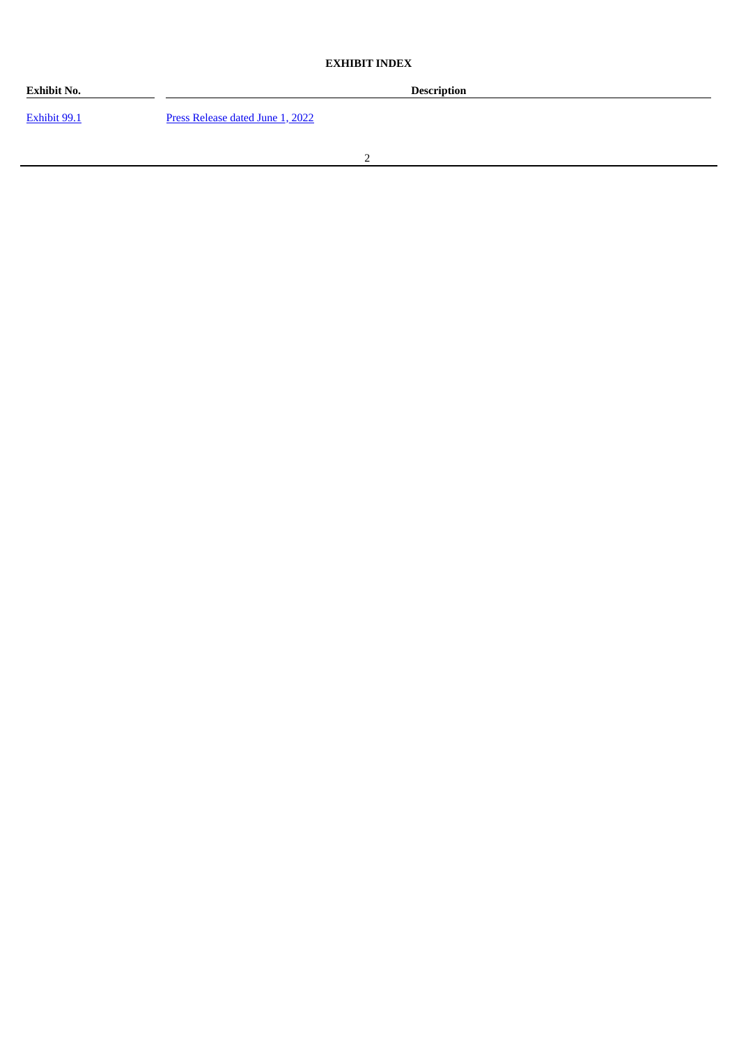**EXHIBIT INDEX**

| Exhibit No. | Description |
| --- | --- |
| Exhibit 99.1 | Press Release dated June 1, 2022 |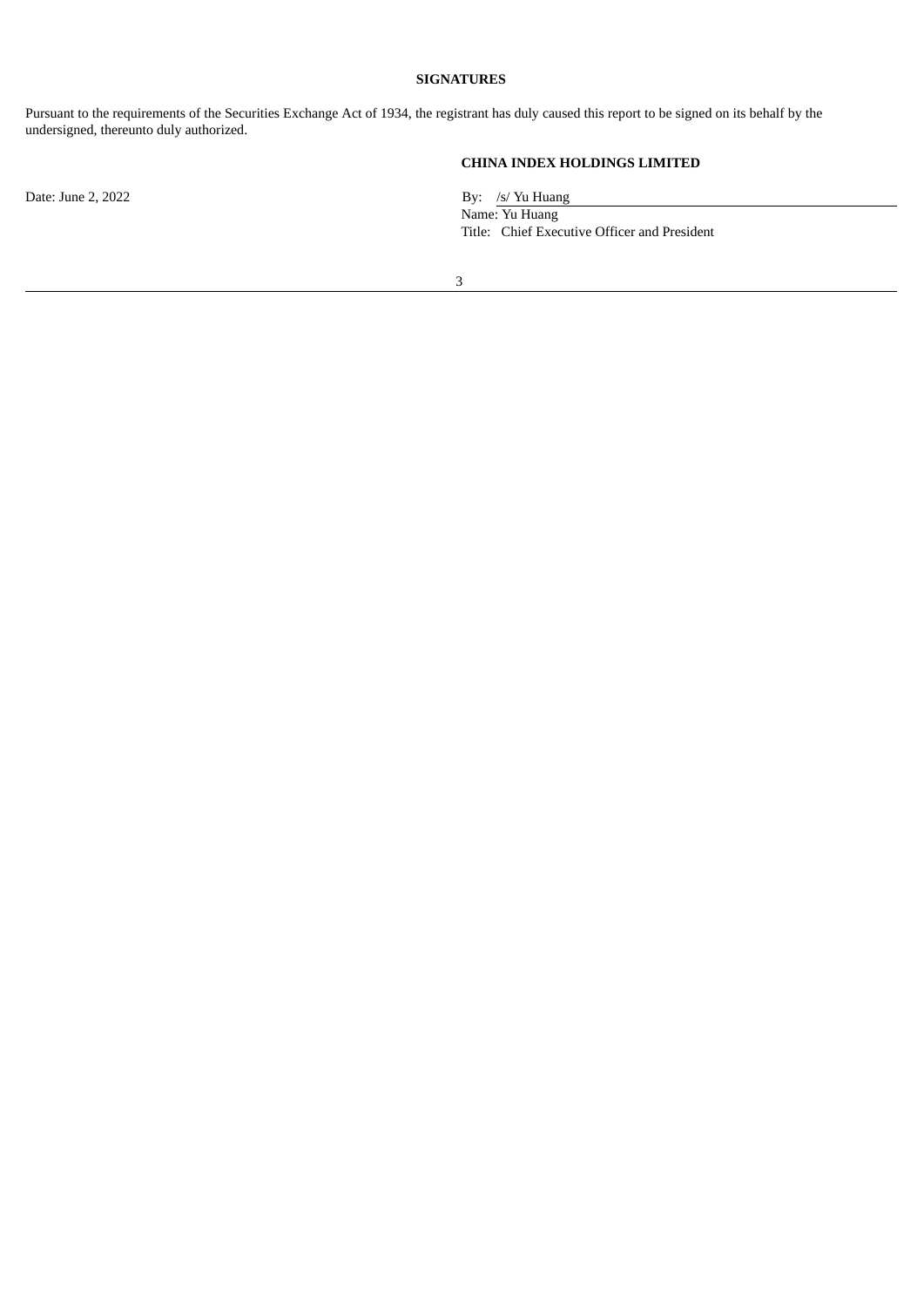**SIGNATURES**

Pursuant to the requirements of the Securities Exchange Act of 1934, the registrant has duly caused this report to be signed on its behalf by the undersigned, thereunto duly authorized.

**CHINA INDEX HOLDINGS LIMITED**

Date: June 2, 2022

By: /s/ Yu Huang
Name: Yu Huang
Title: Chief Executive Officer and President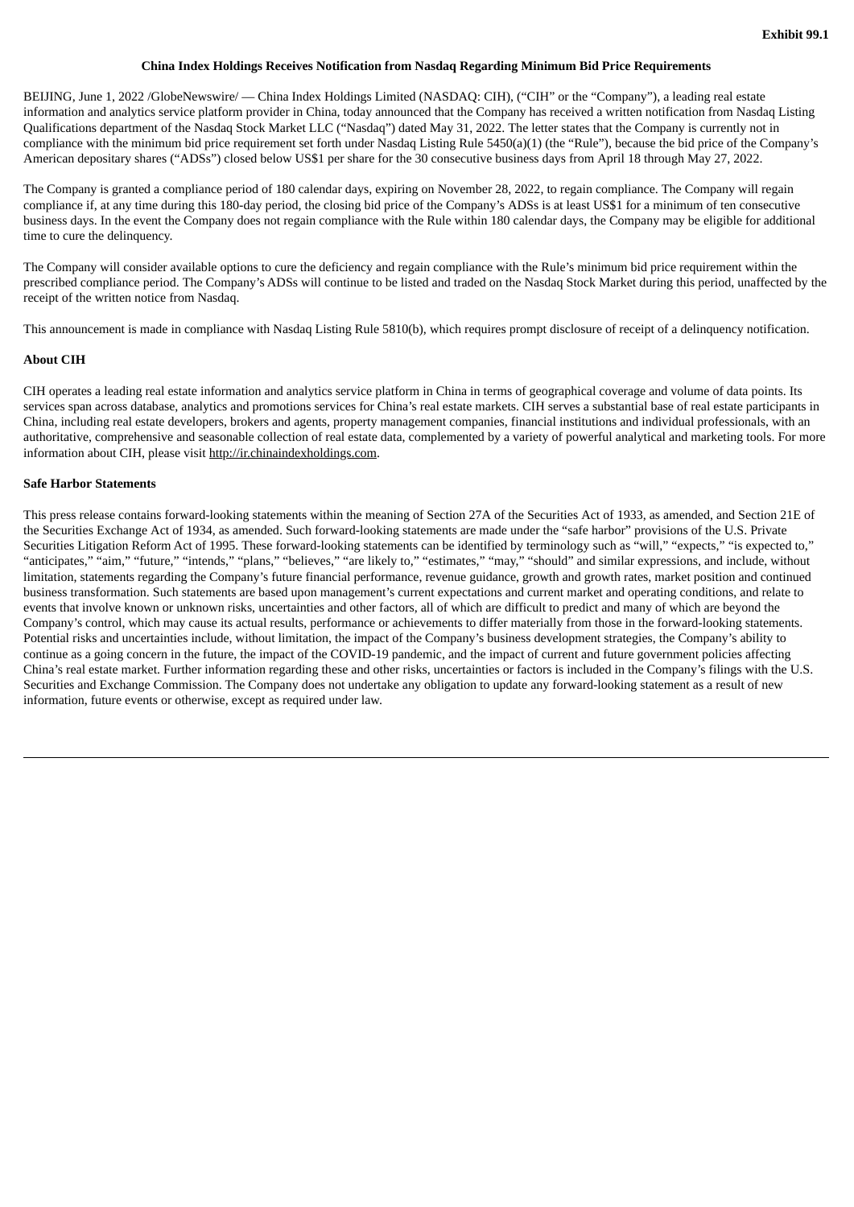**Exhibit 99.1**

**China Index Holdings Receives Notification from Nasdaq Regarding Minimum Bid Price Requirements**

BEIJING, June 1, 2022 /GlobeNewswire/ — China Index Holdings Limited (NASDAQ: CIH), ("CIH" or the "Company"), a leading real estate information and analytics service platform provider in China, today announced that the Company has received a written notification from Nasdaq Listing Qualifications department of the Nasdaq Stock Market LLC ("Nasdaq") dated May 31, 2022. The letter states that the Company is currently not in compliance with the minimum bid price requirement set forth under Nasdaq Listing Rule 5450(a)(1) (the "Rule"), because the bid price of the Company's American depositary shares ("ADSs") closed below US$1 per share for the 30 consecutive business days from April 18 through May 27, 2022.

The Company is granted a compliance period of 180 calendar days, expiring on November 28, 2022, to regain compliance. The Company will regain compliance if, at any time during this 180-day period, the closing bid price of the Company's ADSs is at least US$1 for a minimum of ten consecutive business days. In the event the Company does not regain compliance with the Rule within 180 calendar days, the Company may be eligible for additional time to cure the delinquency.

The Company will consider available options to cure the deficiency and regain compliance with the Rule's minimum bid price requirement within the prescribed compliance period. The Company's ADSs will continue to be listed and traded on the Nasdaq Stock Market during this period, unaffected by the receipt of the written notice from Nasdaq.

This announcement is made in compliance with Nasdaq Listing Rule 5810(b), which requires prompt disclosure of receipt of a delinquency notification.

**About CIH**

CIH operates a leading real estate information and analytics service platform in China in terms of geographical coverage and volume of data points. Its services span across database, analytics and promotions services for China's real estate markets. CIH serves a substantial base of real estate participants in China, including real estate developers, brokers and agents, property management companies, financial institutions and individual professionals, with an authoritative, comprehensive and seasonable collection of real estate data, complemented by a variety of powerful analytical and marketing tools. For more information about CIH, please visit http://ir.chinaindexholdings.com.

**Safe Harbor Statements**

This press release contains forward-looking statements within the meaning of Section 27A of the Securities Act of 1933, as amended, and Section 21E of the Securities Exchange Act of 1934, as amended. Such forward-looking statements are made under the "safe harbor" provisions of the U.S. Private Securities Litigation Reform Act of 1995. These forward-looking statements can be identified by terminology such as "will," "expects," "is expected to," "anticipates," "aim," "future," "intends," "plans," "believes," "are likely to," "estimates," "may," "should" and similar expressions, and include, without limitation, statements regarding the Company's future financial performance, revenue guidance, growth and growth rates, market position and continued business transformation. Such statements are based upon management's current expectations and current market and operating conditions, and relate to events that involve known or unknown risks, uncertainties and other factors, all of which are difficult to predict and many of which are beyond the Company's control, which may cause its actual results, performance or achievements to differ materially from those in the forward-looking statements. Potential risks and uncertainties include, without limitation, the impact of the Company's business development strategies, the Company's ability to continue as a going concern in the future, the impact of the COVID-19 pandemic, and the impact of current and future government policies affecting China's real estate market. Further information regarding these and other risks, uncertainties or factors is included in the Company's filings with the U.S. Securities and Exchange Commission. The Company does not undertake any obligation to update any forward-looking statement as a result of new information, future events or otherwise, except as required under law.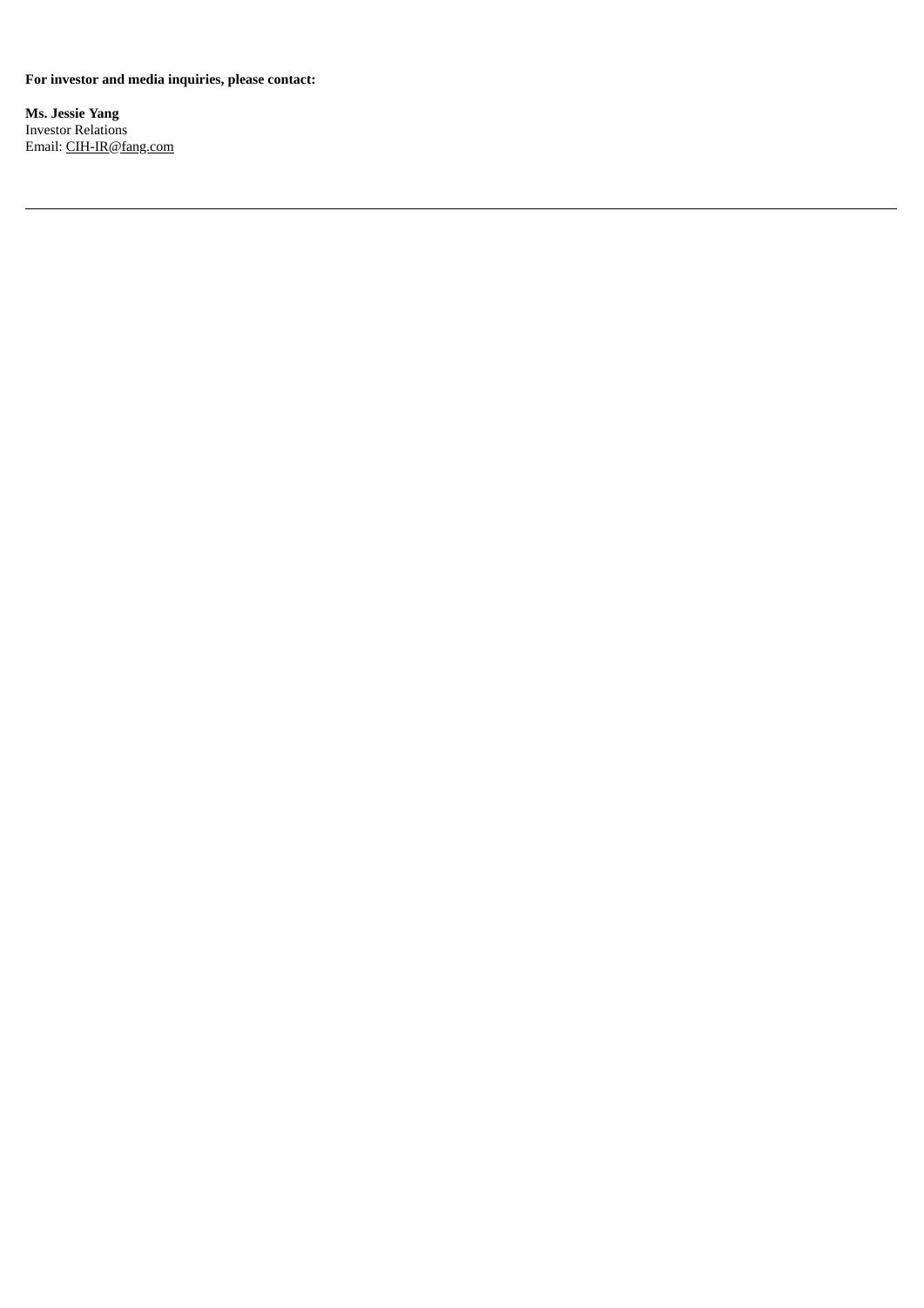**For investor and media inquiries, please contact:**

**Ms. Jessie Yang**
Investor Relations
Email: CIH-IR@fang.com